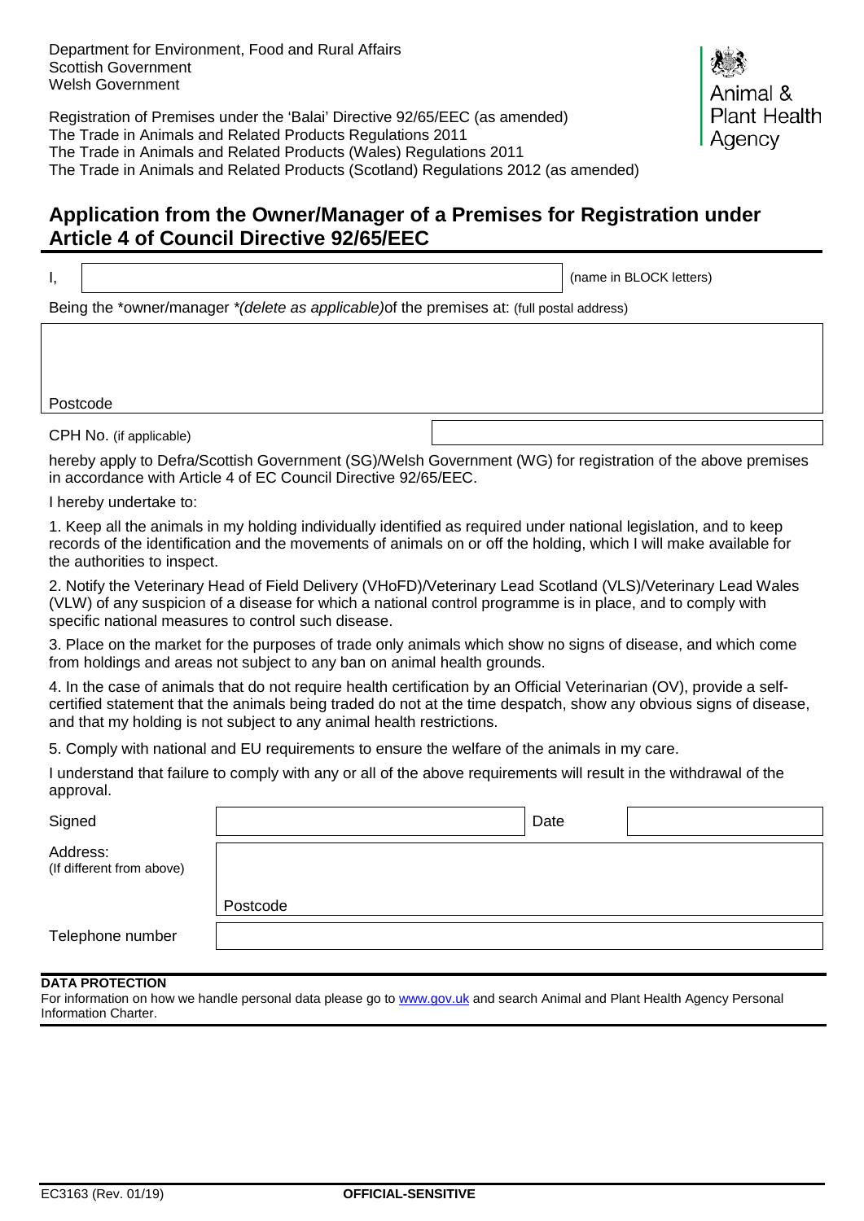Department for Environment, Food and Rural Affairs
Scottish Government
Welsh Government

Animal & Plant Health Agency

Registration of Premises under the 'Balai' Directive 92/65/EEC (as amended)
The Trade in Animals and Related Products Regulations 2011
The Trade in Animals and Related Products (Wales) Regulations 2011
The Trade in Animals and Related Products (Scotland) Regulations 2012 (as amended)

## Application from the Owner/Manager of a Premises for Registration under Article 4 of Council Directive 92/65/EEC

I, ______________________ (name in BLOCK letters)

Being the *owner/manager *(delete as applicable)* of the premises at: (full postal address)

______________________

Postcode

CPH No. (if applicable) ______________________

hereby apply to Defra/Scottish Government (SG)/Welsh Government (WG) for registration of the above premises in accordance with Article 4 of EC Council Directive 92/65/EEC.

I hereby undertake to:

1. Keep all the animals in my holding individually identified as required under national legislation, and to keep records of the identification and the movements of animals on or off the holding, which I will make available for the authorities to inspect.

2. Notify the Veterinary Head of Field Delivery (VHoFD)/Veterinary Lead Scotland (VLS)/Veterinary Lead Wales (VLW) of any suspicion of a disease for which a national control programme is in place, and to comply with specific national measures to control such disease.

3. Place on the market for the purposes of trade only animals which show no signs of disease, and which come from holdings and areas not subject to any ban on animal health grounds.

4. In the case of animals that do not require health certification by an Official Veterinarian (OV), provide a self-certified statement that the animals being traded do not at the time despatch, show any obvious signs of disease, and that my holding is not subject to any animal health restrictions.

5. Comply with national and EU requirements to ensure the welfare of the animals in my care.

I understand that failure to comply with any or all of the above requirements will result in the withdrawal of the approval.

| Signed | | Date | |
|---|---|---|---|
| Address: (If different from above) | Postcode | | |
| Telephone number | | | |

**DATA PROTECTION**
For information on how we handle personal data please go to www.gov.uk and search Animal and Plant Health Agency Personal Information Charter.

EC3163 (Rev. 01/19) **OFFICIAL-SENSITIVE**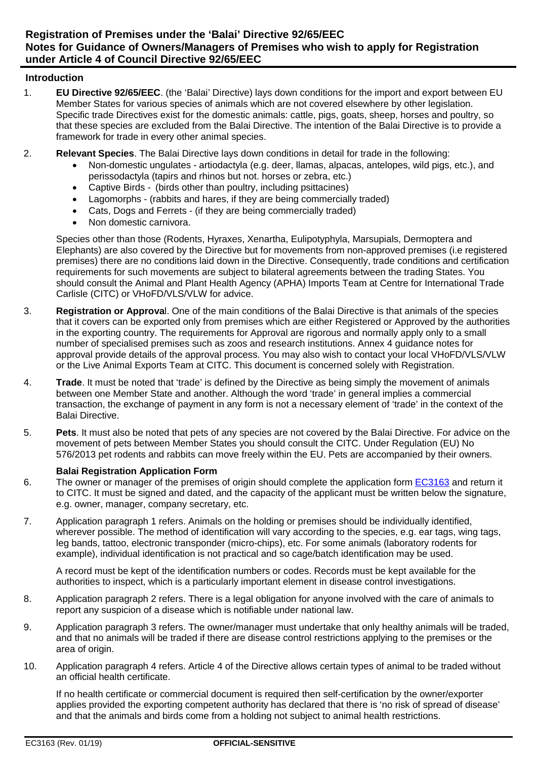## Registration of Premises under the 'Balai' Directive 92/65/EEC
## Notes for Guidance of Owners/Managers of Premises who wish to apply for Registration under Article 4 of Council Directive 92/65/EEC

### Introduction

1. **EU Directive 92/65/EEC**. (the 'Balai' Directive) lays down conditions for the import and export between EU Member States for various species of animals which are not covered elsewhere by other legislation. Specific trade Directives exist for the domestic animals: cattle, pigs, goats, sheep, horses and poultry, so that these species are excluded from the Balai Directive. The intention of the Balai Directive is to provide a framework for trade in every other animal species.

2. **Relevant Species**. The Balai Directive lays down conditions in detail for trade in the following:
   - Non-domestic ungulates - artiodactyla (e.g. deer, llamas, alpacas, antelopes, wild pigs, etc.), and perissodactyla (tapirs and rhinos but not. horses or zebra, etc.)
   - Captive Birds - (birds other than poultry, including psittacines)
   - Lagomorphs - (rabbits and hares, if they are being commercially traded)
   - Cats, Dogs and Ferrets - (if they are being commercially traded)
   - Non domestic carnivora.

   Species other than those (Rodents, Hyraxes, Xenartha, Eulipotyphyla, Marsupials, Dermoptera and Elephants) are also covered by the Directive but for movements from non-approved premises (i.e registered premises) there are no conditions laid down in the Directive. Consequently, trade conditions and certification requirements for such movements are subject to bilateral agreements between the trading States. You should consult the Animal and Plant Health Agency (APHA) Imports Team at Centre for International Trade Carlisle (CITC) or VHoFD/VLS/VLW for advice.

3. **Registration or Approval**. One of the main conditions of the Balai Directive is that animals of the species that it covers can be exported only from premises which are either Registered or Approved by the authorities in the exporting country. The requirements for Approval are rigorous and normally apply only to a small number of specialised premises such as zoos and research institutions. Annex 4 guidance notes for approval provide details of the approval process. You may also wish to contact your local VHoFD/VLS/VLW or the Live Animal Exports Team at CITC. This document is concerned solely with Registration.

4. **Trade**. It must be noted that 'trade' is defined by the Directive as being simply the movement of animals between one Member State and another. Although the word 'trade' in general implies a commercial transaction, the exchange of payment in any form is not a necessary element of 'trade' in the context of the Balai Directive.

5. **Pets**. It must also be noted that pets of any species are not covered by the Balai Directive. For advice on the movement of pets between Member States you should consult the CITC. Under Regulation (EU) No 576/2013 pet rodents and rabbits can move freely within the EU. Pets are accompanied by their owners.

### Balai Registration Application Form

6. The owner or manager of the premises of origin should complete the application form EC3163 and return it to CITC. It must be signed and dated, and the capacity of the applicant must be written below the signature, e.g. owner, manager, company secretary, etc.

7. Application paragraph 1 refers. Animals on the holding or premises should be individually identified, wherever possible. The method of identification will vary according to the species, e.g. ear tags, wing tags, leg bands, tattoo, electronic transponder (micro-chips), etc. For some animals (laboratory rodents for example), individual identification is not practical and so cage/batch identification may be used.

   A record must be kept of the identification numbers or codes. Records must be kept available for the authorities to inspect, which is a particularly important element in disease control investigations.

8. Application paragraph 2 refers. There is a legal obligation for anyone involved with the care of animals to report any suspicion of a disease which is notifiable under national law.

9. Application paragraph 3 refers. The owner/manager must undertake that only healthy animals will be traded, and that no animals will be traded if there are disease control restrictions applying to the premises or the area of origin.

10. Application paragraph 4 refers. Article 4 of the Directive allows certain types of animal to be traded without an official health certificate.

    If no health certificate or commercial document is required then self-certification by the owner/exporter applies provided the exporting competent authority has declared that there is 'no risk of spread of disease' and that the animals and birds come from a holding not subject to animal health restrictions.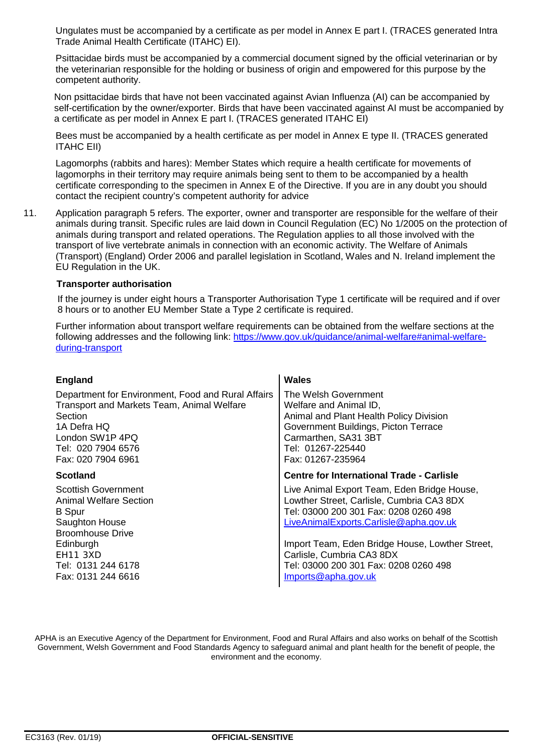Ungulates must be accompanied by a certificate as per model in Annex E part I. (TRACES generated Intra Trade Animal Health Certificate (ITAHC) EI).

Psittacidae birds must be accompanied by a commercial document signed by the official veterinarian or by the veterinarian responsible for the holding or business of origin and empowered for this purpose by the competent authority.

Non psittacidae birds that have not been vaccinated against Avian Influenza (AI) can be accompanied by self-certification by the owner/exporter. Birds that have been vaccinated against AI must be accompanied by a certificate as per model in Annex E part I. (TRACES generated ITAHC EI)

Bees must be accompanied by a health certificate as per model in Annex E type II. (TRACES generated ITAHC EII)

Lagomorphs (rabbits and hares): Member States which require a health certificate for movements of lagomorphs in their territory may require animals being sent to them to be accompanied by a health certificate corresponding to the specimen in Annex E of the Directive. If you are in any doubt you should contact the recipient country's competent authority for advice

11. Application paragraph 5 refers. The exporter, owner and transporter are responsible for the welfare of their animals during transit. Specific rules are laid down in Council Regulation (EC) No 1/2005 on the protection of animals during transport and related operations. The Regulation applies to all those involved with the transport of live vertebrate animals in connection with an economic activity. The Welfare of Animals (Transport) (England) Order 2006 and parallel legislation in Scotland, Wales and N. Ireland implement the EU Regulation in the UK.

**Transporter authorisation**

If the journey is under eight hours a Transporter Authorisation Type 1 certificate will be required and if over 8 hours or to another EU Member State a Type 2 certificate is required.

Further information about transport welfare requirements can be obtained from the welfare sections at the following addresses and the following link: https://www.gov.uk/guidance/animal-welfare#animal-welfare-during-transport

**England**

Department for Environment, Food and Rural Affairs
Transport and Markets Team, Animal Welfare Section
1A Defra HQ
London SW1P 4PQ
Tel: 020 7904 6576
Fax: 020 7904 6961

**Scotland**

Scottish Government
Animal Welfare Section
B Spur
Saughton House
Broomhouse Drive
Edinburgh
EH11 3XD
Tel: 0131 244 6178
Fax: 0131 244 6616

**Wales**

The Welsh Government
Welfare and Animal ID,
Animal and Plant Health Policy Division
Government Buildings, Picton Terrace
Carmarthen, SA31 3BT
Tel: 01267-225440
Fax: 01267-235964

**Centre for International Trade - Carlisle**

Live Animal Export Team, Eden Bridge House, Lowther Street, Carlisle, Cumbria CA3 8DX
Tel: 03000 200 301 Fax: 0208 0260 498
LiveAnimalExports.Carlisle@apha.gov.uk

Import Team, Eden Bridge House, Lowther Street, Carlisle, Cumbria CA3 8DX
Tel: 03000 200 301 Fax: 0208 0260 498
Imports@apha.gov.uk

APHA is an Executive Agency of the Department for Environment, Food and Rural Affairs and also works on behalf of the Scottish Government, Welsh Government and Food Standards Agency to safeguard animal and plant health for the benefit of people, the environment and the economy.